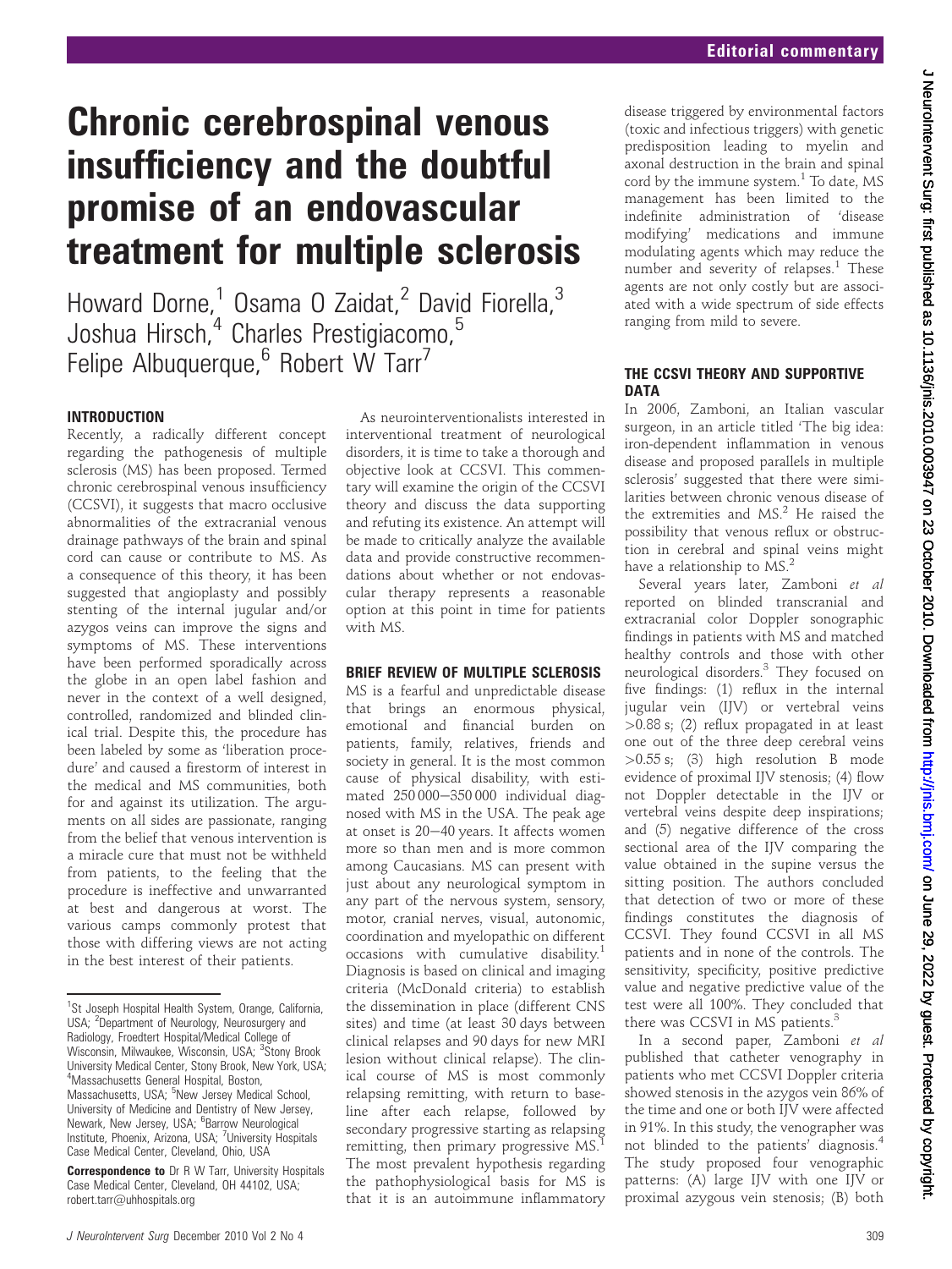# Chronic cerebrospinal venous insufficiency and the doubtful promise of an endovascular treatment for multiple sclerosis

Howard Dorne,[1] Osama O Zaidat,[2] David Fiorella,[3] Joshua Hirsch,[4] Charles Prestigiacomo,[5] Felipe Albuquerque,[6] Robert W Tarr[7]

[1]St Joseph Hospital Health System, Orange, California, USA; [2]Department of Neurology, Neurosurgery and Radiology, Froedtert Hospital/Medical College of Wisconsin, Milwaukee, Wisconsin, USA; [3]Stony Brook University Medical Center, Stony Brook, New York, USA; [4]Massachusetts General Hospital, Boston, Massachusetts, USA; [5]New Jersey Medical School, University of Medicine and Dentistry of New Jersey, Newark, New Jersey, USA; [6]Barrow Neurological Institute, Phoenix, Arizona, USA; [7]University Hospitals Case Medical Center, Cleveland, Ohio, USA

**Correspondence to** Dr R W Tarr, University Hospitals Case Medical Center, Cleveland, OH 44102, USA; robert.tarr@uhhospitals.org

## INTRODUCTION

Recently, a radically different concept regarding the pathogenesis of multiple sclerosis (MS) has been proposed. Termed chronic cerebrospinal venous insufficiency (CCSVI), it suggests that macro occlusive abnormalities of the extracranial venous drainage pathways of the brain and spinal cord can cause or contribute to MS. As a consequence of this theory, it has been suggested that angioplasty and possibly stenting of the internal jugular and/or azygos veins can improve the signs and symptoms of MS. These interventions have been performed sporadically across the globe in an open label fashion and never in the context of a well designed, controlled, randomized and blinded clinical trial. Despite this, the procedure has been labeled by some as 'liberation procedure' and caused a firestorm of interest in the medical and MS communities, both for and against its utilization. The arguments on all sides are passionate, ranging from the belief that venous intervention is a miracle cure that must not be withheld from patients, to the feeling that the procedure is ineffective and unwarranted at best and dangerous at worst. The various camps commonly protest that those with differing views are not acting in the best interest of their patients.

As neurointerventionalists interested in interventional treatment of neurological disorders, it is time to take a thorough and objective look at CCSVI. This commentary will examine the origin of the CCSVI theory and discuss the data supporting and refuting its existence. An attempt will be made to critically analyze the available data and provide constructive recommendations about whether or not endovascular therapy represents a reasonable option at this point in time for patients with MS.

## BRIEF REVIEW OF MULTIPLE SCLEROSIS

MS is a fearful and unpredictable disease that brings an enormous physical, emotional and financial burden on patients, family, relatives, friends and society in general. It is the most common cause of physical disability, with estimated 250 000–350 000 individual diagnosed with MS in the USA. The peak age at onset is 20–40 years. It affects women more so than men and is more common among Caucasians. MS can present with just about any neurological symptom in any part of the nervous system, sensory, motor, cranial nerves, visual, autonomic, coordination and myelopathic on different occasions with cumulative disability.[1] Diagnosis is based on clinical and imaging criteria (McDonald criteria) to establish the dissemination in place (different CNS sites) and time (at least 30 days between clinical relapses and 90 days for new MRI lesion without clinical relapse). The clinical course of MS is most commonly relapsing remitting, with return to baseline after each relapse, followed by secondary progressive starting as relapsing remitting, then primary progressive MS.[1] The most prevalent hypothesis regarding the pathophysiological basis for MS is that it is an autoimmune inflammatory disease triggered by environmental factors (toxic and infectious triggers) with genetic predisposition leading to myelin and axonal destruction in the brain and spinal cord by the immune system.[1] To date, MS management has been limited to the indefinite administration of 'disease modifying' medications and immune modulating agents which may reduce the number and severity of relapses.[1] These agents are not only costly but are associated with a wide spectrum of side effects ranging from mild to severe.

## THE CCSVI THEORY AND SUPPORTIVE DATA

In 2006, Zamboni, an Italian vascular surgeon, in an article titled 'The big idea: iron-dependent inflammation in venous disease and proposed parallels in multiple sclerosis' suggested that there were similarities between chronic venous disease of the extremities and MS.[2] He raised the possibility that venous reflux or obstruction in cerebral and spinal veins might have a relationship to MS.[2]

Several years later, Zamboni *et al* reported on blinded transcranial and extracranial color Doppler sonographic findings in patients with MS and matched healthy controls and those with other neurological disorders.[3] They focused on five findings: (1) reflux in the internal jugular vein (IJV) or vertebral veins >0.88 s; (2) reflux propagated in at least one out of the three deep cerebral veins >0.55 s; (3) high resolution B mode evidence of proximal IJV stenosis; (4) flow not Doppler detectable in the IJV or vertebral veins despite deep inspirations; and (5) negative difference of the cross sectional area of the IJV comparing the value obtained in the supine versus the sitting position. The authors concluded that detection of two or more of these findings constitutes the diagnosis of CCSVI. They found CCSVI in all MS patients and in none of the controls. The sensitivity, specificity, positive predictive value and negative predictive value of the test were all 100%. They concluded that there was CCSVI in MS patients.[3]

In a second paper, Zamboni *et al* published that catheter venography in patients who met CCSVI Doppler criteria showed stenosis in the azygos vein 86% of the time and one or both IJV were affected in 91%. In this study, the venographer was not blinded to the patients' diagnosis.[4] The study proposed four venographic patterns: (A) large IJV with one IJV or proximal azygous vein stenosis; (B) both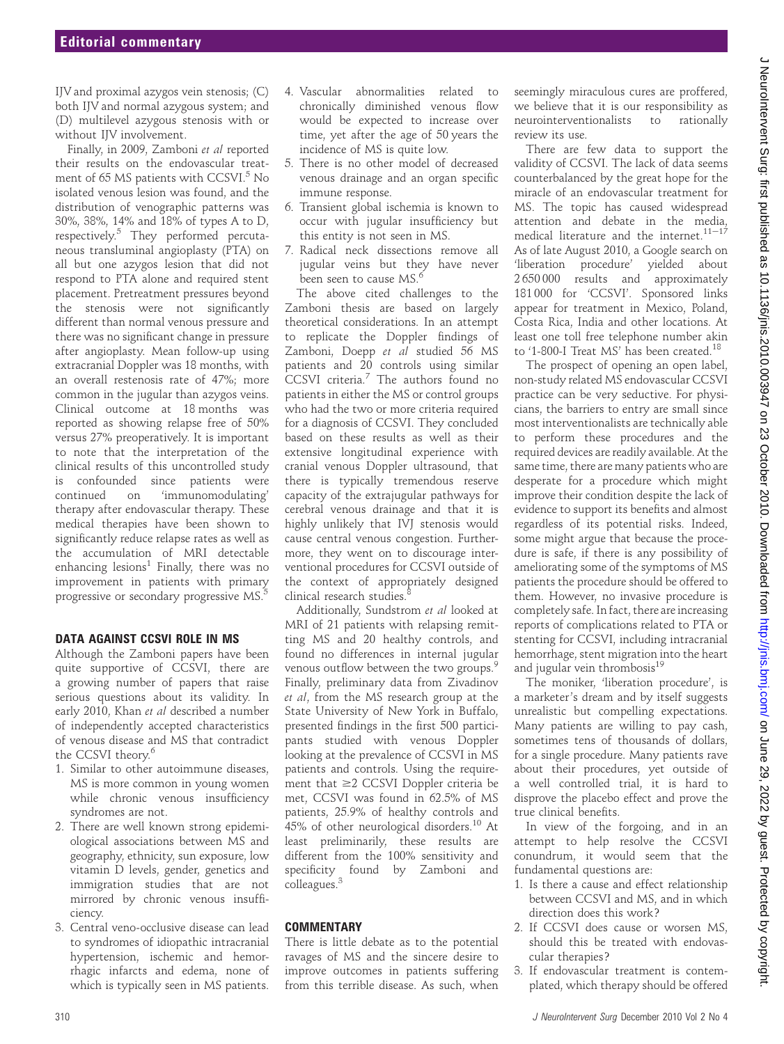IJV and proximal azygos vein stenosis; (C) both IJV and normal azygous system; and (D) multilevel azygous stenosis with or without IJV involvement.

Finally, in 2009, Zamboni *et al* reported their results on the endovascular treatment of 65 MS patients with CCSVI.[5] No isolated venous lesion was found, and the distribution of venographic patterns was 30%, 38%, 14% and 18% of types A to D, respectively.[5] They performed percutaneous transluminal angioplasty (PTA) on all but one azygos lesion that did not respond to PTA alone and required stent placement. Pretreatment pressures beyond the stenosis were not significantly different than normal venous pressure and there was no significant change in pressure after angioplasty. Mean follow-up using extracranial Doppler was 18 months, with an overall restenosis rate of 47%; more common in the jugular than azygos veins. Clinical outcome at 18 months was reported as showing relapse free of 50% versus 27% preoperatively. It is important to note that the interpretation of the clinical results of this uncontrolled study is confounded since patients were continued on 'immunomodulating' therapy after endovascular therapy. These medical therapies have been shown to significantly reduce relapse rates as well as the accumulation of MRI detectable enhancing lesions[1] Finally, there was no improvement in patients with primary progressive or secondary progressive MS.[5]

## DATA AGAINST CCSVI ROLE IN MS

Although the Zamboni papers have been quite supportive of CCSVI, there are a growing number of papers that raise serious questions about its validity. In early 2010, Khan *et al* described a number of independently accepted characteristics of venous disease and MS that contradict the CCSVI theory.[6]

1. Similar to other autoimmune diseases, MS is more common in young women while chronic venous insufficiency syndromes are not.
2. There are well known strong epidemiological associations between MS and geography, ethnicity, sun exposure, low vitamin D levels, gender, genetics and immigration studies that are not mirrored by chronic venous insufficiency.
3. Central veno-occlusive disease can lead to syndromes of idiopathic intracranial hypertension, ischemic and hemorrhagic infarcts and edema, none of which is typically seen in MS patients.
4. Vascular abnormalities related to chronically diminished venous flow would be expected to increase over time, yet after the age of 50 years the incidence of MS is quite low.
5. There is no other model of decreased venous drainage and an organ specific immune response.
6. Transient global ischemia is known to occur with jugular insufficiency but this entity is not seen in MS.
7. Radical neck dissections remove all jugular veins but they have never been seen to cause MS.[6]

The above cited challenges to the Zamboni thesis are based on largely theoretical considerations. In an attempt to replicate the Doppler findings of Zamboni, Doepp *et al* studied 56 MS patients and 20 controls using similar CCSVI criteria.[7] The authors found no patients in either the MS or control groups who had the two or more criteria required for a diagnosis of CCSVI. They concluded based on these results as well as their extensive longitudinal experience with cranial venous Doppler ultrasound, that there is typically tremendous reserve capacity of the extrajugular pathways for cerebral venous drainage and that it is highly unlikely that IVJ stenosis would cause central venous congestion. Furthermore, they went on to discourage interventional procedures for CCSVI outside of the context of appropriately designed clinical research studies.[8]

Additionally, Sundstrom *et al* looked at MRI of 21 patients with relapsing remitting MS and 20 healthy controls, and found no differences in internal jugular venous outflow between the two groups.[9] Finally, preliminary data from Zivadinov *et al*, from the MS research group at the State University of New York in Buffalo, presented findings in the first 500 participants studied with venous Doppler looking at the prevalence of CCSVI in MS patients and controls. Using the requirement that ≥2 CCSVI Doppler criteria be met, CCSVI was found in 62.5% of MS patients, 25.9% of healthy controls and 45% of other neurological disorders.[10] At least preliminarily, these results are different from the 100% sensitivity and specificity found by Zamboni and colleagues.[3]

## COMMENTARY

There is little debate as to the potential ravages of MS and the sincere desire to improve outcomes in patients suffering from this terrible disease. As such, when seemingly miraculous cures are proffered, we believe that it is our responsibility as neurointerventionalists to rationally review its use.

There are few data to support the validity of CCSVI. The lack of data seems counterbalanced by the great hope for the miracle of an endovascular treatment for MS. The topic has caused widespread attention and debate in the media, medical literature and the internet.[11–17] As of late August 2010, a Google search on 'liberation procedure' yielded about 2 650 000 results and approximately 181 000 for 'CCSVI'. Sponsored links appear for treatment in Mexico, Poland, Costa Rica, India and other locations. At least one toll free telephone number akin to '1-800-I Treat MS' has been created.[18]

The prospect of opening an open label, non-study related MS endovascular CCSVI practice can be very seductive. For physicians, the barriers to entry are small since most interventionalists are technically able to perform these procedures and the required devices are readily available. At the same time, there are many patients who are desperate for a procedure which might improve their condition despite the lack of evidence to support its benefits and almost regardless of its potential risks. Indeed, some might argue that because the procedure is safe, if there is any possibility of ameliorating some of the symptoms of MS patients the procedure should be offered to them. However, no invasive procedure is completely safe. In fact, there are increasing reports of complications related to PTA or stenting for CCSVI, including intracranial hemorrhage, stent migration into the heart and jugular vein thrombosis[19]

The moniker, 'liberation procedure', is a marketer's dream and by itself suggests unrealistic but compelling expectations. Many patients are willing to pay cash, sometimes tens of thousands of dollars, for a single procedure. Many patients rave about their procedures, yet outside of a well controlled trial, it is hard to disprove the placebo effect and prove the true clinical benefits.

In view of the forgoing, and in an attempt to help resolve the CCSVI conundrum, it would seem that the fundamental questions are:

1. Is there a cause and effect relationship between CCSVI and MS, and in which direction does this work?
2. If CCSVI does cause or worsen MS, should this be treated with endovascular therapies?
3. If endovascular treatment is contemplated, which therapy should be offered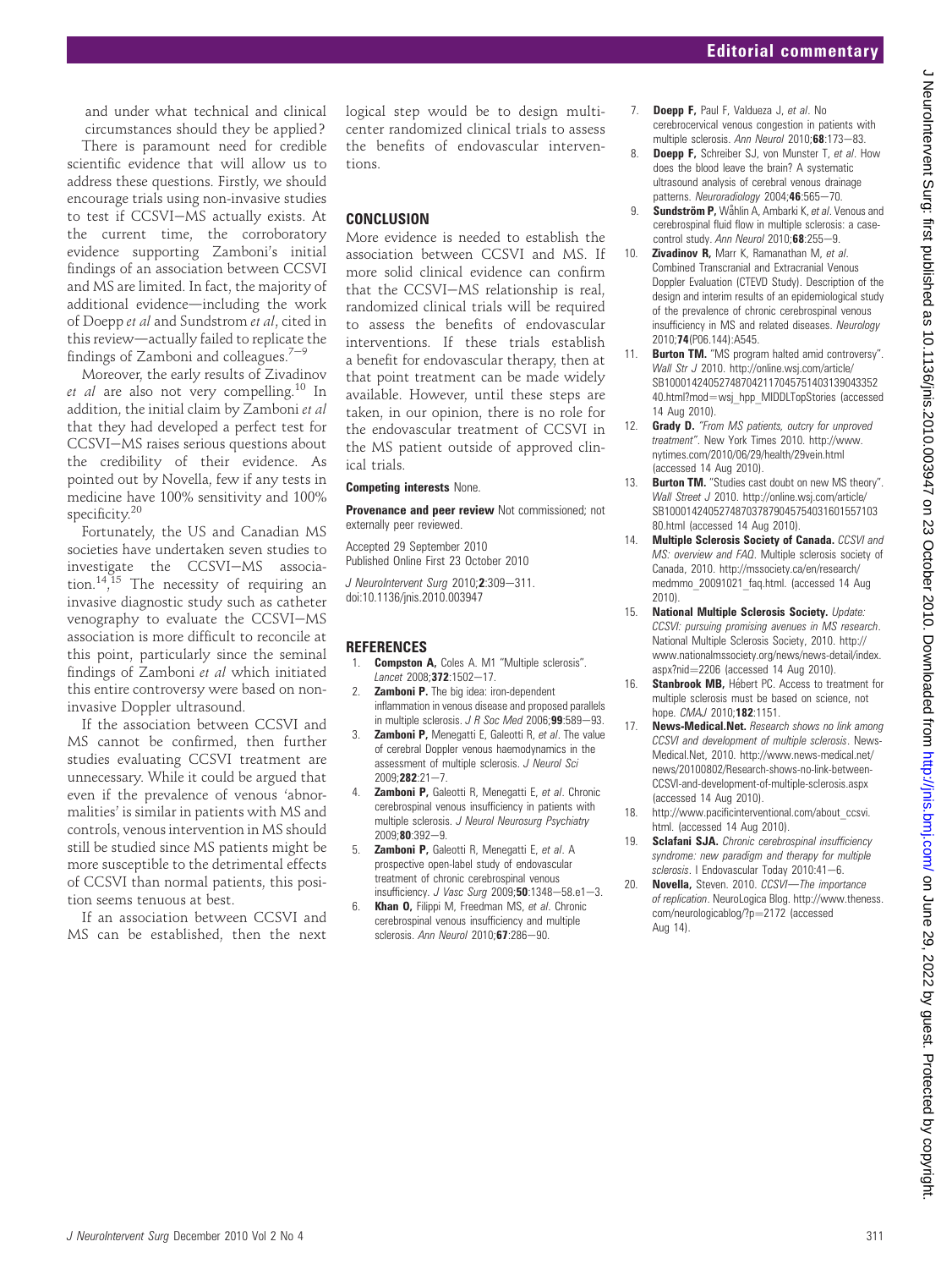and under what technical and clinical circumstances should they be applied?

There is paramount need for credible scientific evidence that will allow us to address these questions. Firstly, we should encourage trials using non-invasive studies to test if CCSVI–MS actually exists. At the current time, the corroboratory evidence supporting Zamboni's initial findings of an association between CCSVI and MS are limited. In fact, the majority of additional evidence—including the work of Doepp *et al* and Sundstrom *et al*, cited in this review—actually failed to replicate the findings of Zamboni and colleagues.[7–9]

Moreover, the early results of Zivadinov *et al* are also not very compelling.[10] In addition, the initial claim by Zamboni *et al* that they had developed a perfect test for CCSVI–MS raises serious questions about the credibility of their evidence. As pointed out by Novella, few if any tests in medicine have 100% sensitivity and 100% specificity.[20]

Fortunately, the US and Canadian MS societies have undertaken seven studies to investigate the CCSVI–MS association.[14,15] The necessity of requiring an invasive diagnostic study such as catheter venography to evaluate the CCSVI–MS association is more difficult to reconcile at this point, particularly since the seminal findings of Zamboni *et al* which initiated this entire controversy were based on non-invasive Doppler ultrasound.

If the association between CCSVI and MS cannot be confirmed, then further studies evaluating CCSVI treatment are unnecessary. While it could be argued that even if the prevalence of venous 'abnormalities' is similar in patients with MS and controls, venous intervention in MS should still be studied since MS patients might be more susceptible to the detrimental effects of CCSVI than normal patients, this position seems tenuous at best.

If an association between CCSVI and MS can be established, then the next logical step would be to design multicenter randomized clinical trials to assess the benefits of endovascular interventions.

## CONCLUSION

More evidence is needed to establish the association between CCSVI and MS. If more solid clinical evidence can confirm that the CCSVI–MS relationship is real, randomized clinical trials will be required to assess the benefits of endovascular interventions. If these trials establish a benefit for endovascular therapy, then at that point treatment can be made widely available. However, until these steps are taken, in our opinion, there is no role for the endovascular treatment of CCSVI in the MS patient outside of approved clinical trials.

**Competing interests** None.

**Provenance and peer review** Not commissioned; not externally peer reviewed.

Accepted 29 September 2010
Published Online First 23 October 2010

*J NeuroIntervent Surg* 2010;**2**:309–311.
doi:10.1136/jnis.2010.003947

## REFERENCES

1. **Compston A,** Coles A. M1 "Multiple sclerosis". *Lancet* 2008;**372**:1502–17.
2. **Zamboni P.** The big idea: iron-dependent inflammation in venous disease and proposed parallels in multiple sclerosis. *J R Soc Med* 2006;**99**:589–93.
3. **Zamboni P,** Menegatti E, Galeotti R, *et al*. The value of cerebral Doppler venous haemodynamics in the assessment of multiple sclerosis. *J Neurol Sci* 2009;**282**:21–7.
4. **Zamboni P,** Galeotti R, Menegatti E, *et al*. Chronic cerebrospinal venous insufficiency in patients with multiple sclerosis. *J Neurol Neurosurg Psychiatry* 2009;**80**:392–9.
5. **Zamboni P,** Galeotti R, Menegatti E, *et al*. A prospective open-label study of endovascular treatment of chronic cerebrospinal venous insufficiency. *J Vasc Surg* 2009;**50**:1348–58.e1–3.
6. **Khan O,** Filippi M, Freedman MS, *et al*. Chronic cerebrospinal venous insufficiency and multiple sclerosis. *Ann Neurol* 2010;**67**:286–90.
7. **Doepp F,** Paul F, Valdueza J, *et al*. No cerebrocervical venous congestion in patients with multiple sclerosis. *Ann Neurol* 2010;**68**:173–83.
8. **Doepp F,** Schreiber SJ, von Munster T, *et al*. How does the blood leave the brain? A systematic ultrasound analysis of cerebral venous drainage patterns. *Neuroradiology* 2004;**46**:565–70.
9. **Sundström P,** Wåhlin A, Ambarki K, *et al*. Venous and cerebrospinal fluid flow in multiple sclerosis: a case-control study. *Ann Neurol* 2010;**68**:255–9.
10. **Zivadinov R,** Marr K, Ramanathan M, *et al*. Combined Transcranial and Extracranial Venous Doppler Evaluation (CTEVD Study). Description of the design and interim results of an epidemiological study of the prevalence of chronic cerebrospinal venous insufficiency in MS and related diseases. *Neurology* 2010;**74**(P06.144):A545.
11. **Burton TM.** "MS program halted amid controversy". *Wall Str J* 2010. http://online.wsj.com/article/SB10001424052748704211704575140313904335240.html?mod=wsj_hpp_MIDDLTopStories (accessed 14 Aug 2010).
12. **Grady D.** *"From MS patients, outcry for unproved treatment"*. New York Times 2010. http://www.nytimes.com/2010/06/29/health/29vein.html (accessed 14 Aug 2010).
13. **Burton TM.** "Studies cast doubt on new MS theory". *Wall Street J* 2010. http://online.wsj.com/article/SB10001424052748703787904575403160155710380.html (accessed 14 Aug 2010).
14. **Multiple Sclerosis Society of Canada.** *CCSVI and MS: overview and FAQ*. Multiple sclerosis society of Canada, 2010. http://mssociety.ca/en/research/medmmo_20091021_faq.html. (accessed 14 Aug 2010).
15. **National Multiple Sclerosis Society.** *Update: CCSVI: pursuing promising avenues in MS research*. National Multiple Sclerosis Society, 2010. http://www.nationalmssociety.org/news/news-detail/index.aspx?nid=2206 (accessed 14 Aug 2010).
16. **Stanbrook MB,** Hébert PC. Access to treatment for multiple sclerosis must be based on science, not hope. *CMAJ* 2010;**182**:1151.
17. **News-Medical.Net.** *Research shows no link among CCSVI and development of multiple sclerosis*. News-Medical.Net, 2010. http://www.news-medical.net/news/20100802/Research-shows-no-link-between-CCSVI-and-development-of-multiple-sclerosis.aspx (accessed 14 Aug 2010).
18. http://www.pacificinterventional.com/about_ccsvi.html. (accessed 14 Aug 2010).
19. **Sclafani SJA.** *Chronic cerebrospinal insufficiency syndrome: new paradigm and therapy for multiple sclerosis*. I Endovascular Today 2010:41–6.
20. **Novella,** Steven. 2010. *CCSVI—The importance of replication*. NeuroLogica Blog. http://www.theness.com/neurologicablog/?p=2172 (accessed Aug 14).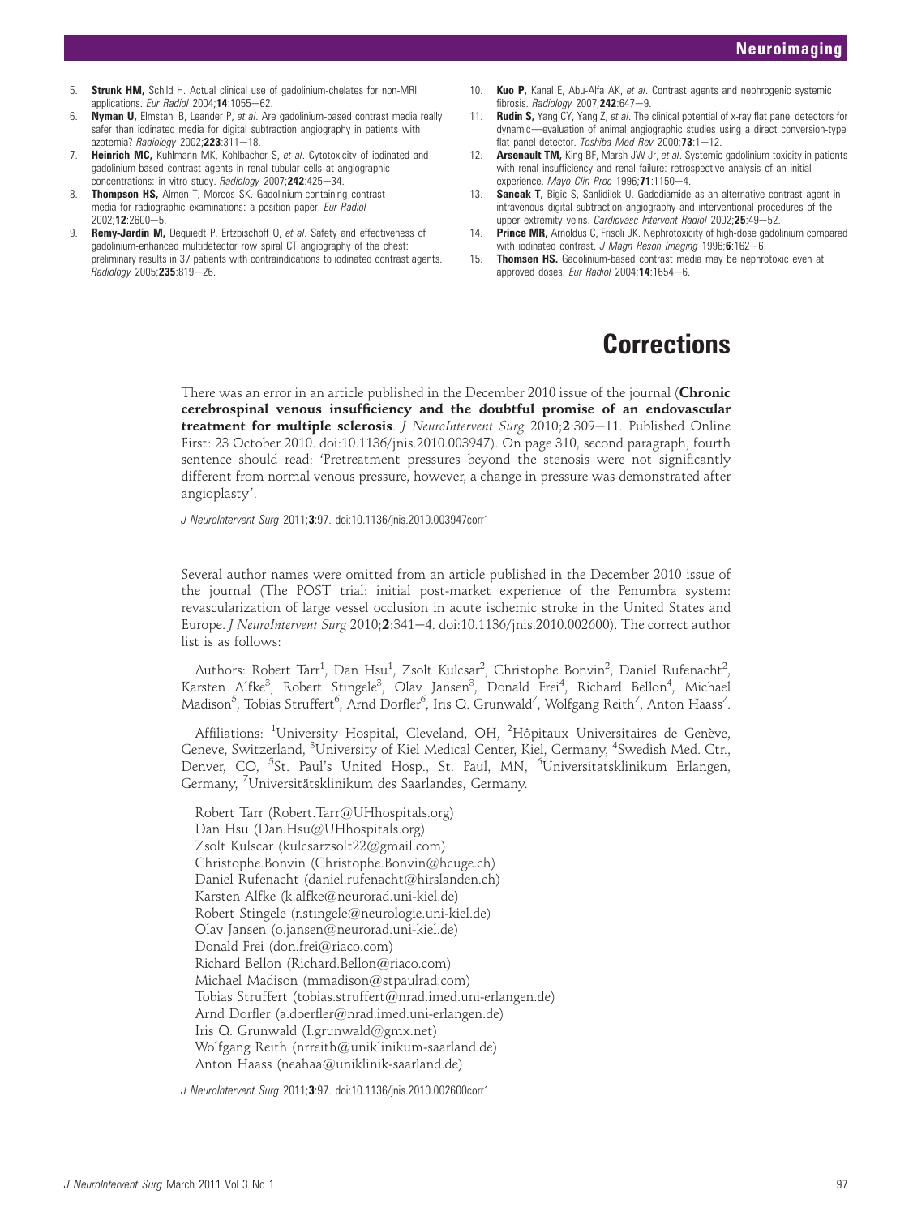5. **Strunk HM,** Schild H. Actual clinical use of gadolinium-chelates for non-MRI applications. *Eur Radiol* 2004;**14**:1055–62.
6. **Nyman U,** Elmstahl B, Leander P, *et al*. Are gadolinium-based contrast media really safer than iodinated media for digital subtraction angiography in patients with azotemia? *Radiology* 2002;**223**:311–18.
7. **Heinrich MC,** Kuhlmann MK, Kohlbacher S, *et al*. Cytotoxicity of iodinated and gadolinium-based contrast agents in renal tubular cells at angiographic concentrations: in vitro study. *Radiology* 2007;**242**:425–34.
8. **Thompson HS,** Almen T, Morcos SK. Gadolinium-containing contrast media for radiographic examinations: a position paper. *Eur Radiol* 2002;**12**:2600–5.
9. **Remy-Jardin M,** Dequiedt P, Ertzbischoff O, *et al*. Safety and effectiveness of gadolinium-enhanced multidetector row spiral CT angiography of the chest: preliminary results in 37 patients with contraindications to iodinated contrast agents. *Radiology* 2005;**235**:819–26.
10. **Kuo P,** Kanal E, Abu-Alfa AK, *et al*. Contrast agents and nephrogenic systemic fibrosis. *Radiology* 2007;**242**:647–9.
11. **Rudin S,** Yang CY, Yang Z, *et al*. The clinical potential of x-ray flat panel detectors for dynamic—evaluation of animal angiographic studies using a direct conversion-type flat panel detector. *Toshiba Med Rev* 2000;**73**:1–12.
12. **Arsenault TM,** King BF, Marsh JW Jr, *et al*. Systemic gadolinium toxicity in patients with renal insufficiency and renal failure: retrospective analysis of an initial experience. *Mayo Clin Proc* 1996;**71**:1150–4.
13. **Sancak T,** Bigic S, Sanlidilek U. Gadodiamide as an alternative contrast agent in intravenous digital subtraction angiography and interventional procedures of the upper extremity veins. *Cardiovasc Intervent Radiol* 2002;**25**:49–52.
14. **Prince MR,** Arnoldus C, Frisoli JK. Nephrotoxicity of high-dose gadolinium compared with iodinated contrast. *J Magn Reson Imaging* 1996;**6**:162–6.
15. **Thomsen HS.** Gadolinium-based contrast media may be nephrotoxic even at approved doses. *Eur Radiol* 2004;**14**:1654–6.

# Corrections

There was an error in an article published in the December 2010 issue of the journal (**Chronic cerebrospinal venous insufficiency and the doubtful promise of an endovascular treatment for multiple sclerosis**. *J NeuroIntervent Surg* 2010;**2**:309–11. Published Online First: 23 October 2010. doi:10.1136/jnis.2010.003947). On page 310, second paragraph, fourth sentence should read: 'Pretreatment pressures beyond the stenosis were not significantly different from normal venous pressure, however, a change in pressure was demonstrated after angioplasty'.

*J NeuroIntervent Surg* 2011;**3**:97. doi:10.1136/jnis.2010.003947corr1

Several author names were omitted from an article published in the December 2010 issue of the journal (The POST trial: initial post-market experience of the Penumbra system: revascularization of large vessel occlusion in acute ischemic stroke in the United States and Europe. *J NeuroIntervent Surg* 2010;**2**:341–4. doi:10.1136/jnis.2010.002600). The correct author list is as follows:

Authors: Robert Tarr[1], Dan Hsu[1], Zsolt Kulcsar[2], Christophe Bonvin[2], Daniel Rufenacht[2], Karsten Alfke[3], Robert Stingele[3], Olav Jansen[3], Donald Frei[4], Richard Bellon[4], Michael Madison[5], Tobias Struffert[6], Arnd Dorfler[6], Iris Q. Grunwald[7], Wolfgang Reith[7], Anton Haass[7].

Affiliations: [1]University Hospital, Cleveland, OH, [2]Hôpitaux Universitaires de Genève, Geneve, Switzerland, [3]University of Kiel Medical Center, Kiel, Germany, [4]Swedish Med. Ctr., Denver, CO, [5]St. Paul's United Hosp., St. Paul, MN, [6]Universitatsklinikum Erlangen, Germany, [7]Universitätsklinikum des Saarlandes, Germany.

Robert Tarr (Robert.Tarr@UHhospitals.org)
Dan Hsu (Dan.Hsu@UHhospitals.org)
Zsolt Kulscar (kulcsarzsolt22@gmail.com)
Christophe.Bonvin (Christophe.Bonvin@hcuge.ch)
Daniel Rufenacht (daniel.rufenacht@hirslanden.ch)
Karsten Alfke (k.alfke@neurorad.uni-kiel.de)
Robert Stingele (r.stingele@neurologie.uni-kiel.de)
Olav Jansen (o.jansen@neurorad.uni-kiel.de)
Donald Frei (don.frei@riaco.com)
Richard Bellon (Richard.Bellon@riaco.com)
Michael Madison (mmadison@stpaulrad.com)
Tobias Struffert (tobias.struffert@nrad.imed.uni-erlangen.de)
Arnd Dorfler (a.doerfler@nrad.imed.uni-erlangen.de)
Iris Q. Grunwald (I.grunwald@gmx.net)
Wolfgang Reith (nrreith@uniklinikum-saarland.de)
Anton Haass (neahaa@uniklinik-saarland.de)

*J NeuroIntervent Surg* 2011;**3**:97. doi:10.1136/jnis.2010.002600corr1